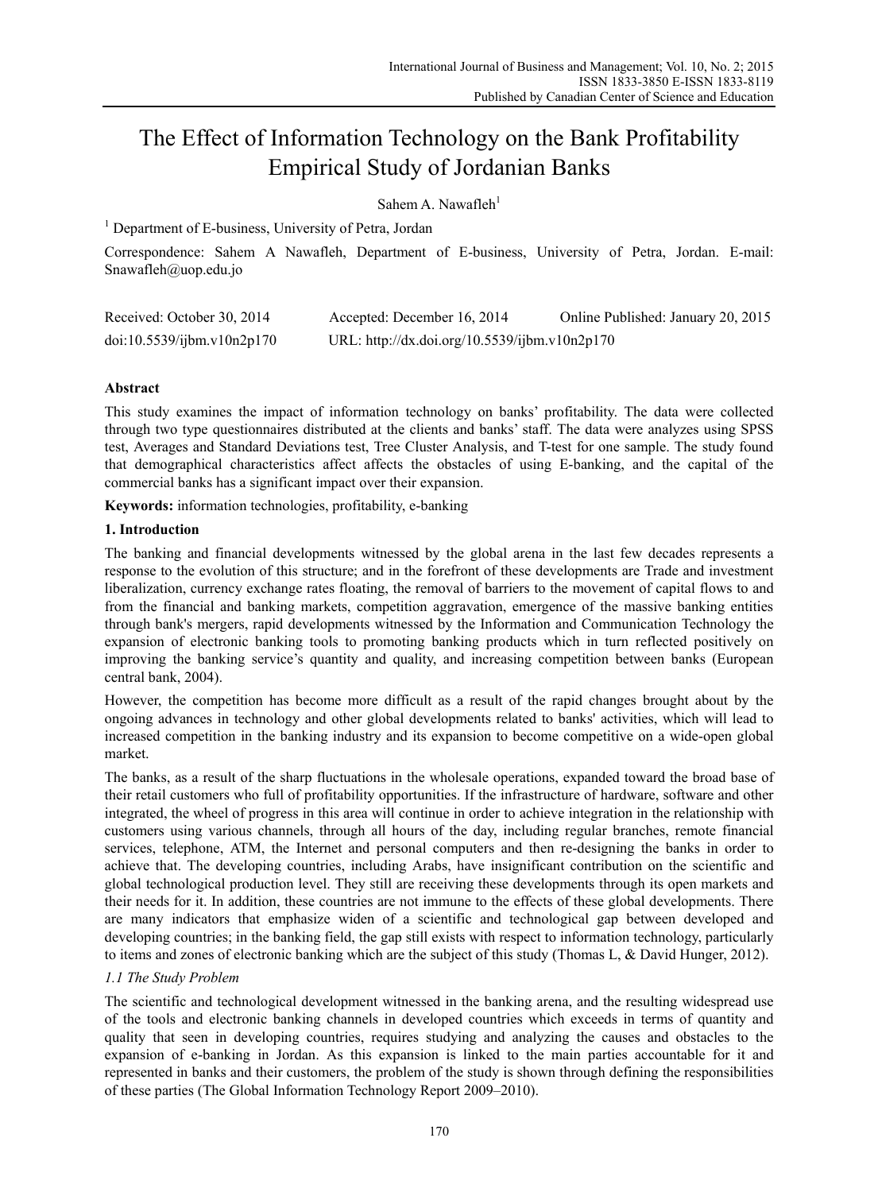# The Effect of Information Technology on the Bank Profitability Empirical Study of Jordanian Banks

Sahem A. Nawafleh[1]

[1] Department of E-business, University of Petra, Jordan

Correspondence: Sahem A Nawafleh, Department of E-business, University of Petra, Jordan. E-mail: Snawafleh@uop.edu.jo

Received: October 30, 2014 Accepted: December 16, 2014 Online Published: January 20, 2015

doi:10.5539/ijbm.v10n2p170 URL: http://dx.doi.org/10.5539/ijbm.v10n2p170

## Abstract

This study examines the impact of information technology on banks' profitability. The data were collected through two type questionnaires distributed at the clients and banks' staff. The data were analyzes using SPSS test, Averages and Standard Deviations test, Tree Cluster Analysis, and T-test for one sample. The study found that demographical characteristics affect affects the obstacles of using E-banking, and the capital of the commercial banks has a significant impact over their expansion.

**Keywords:** information technologies, profitability, e-banking

## 1. Introduction

The banking and financial developments witnessed by the global arena in the last few decades represents a response to the evolution of this structure; and in the forefront of these developments are Trade and investment liberalization, currency exchange rates floating, the removal of barriers to the movement of capital flows to and from the financial and banking markets, competition aggravation, emergence of the massive banking entities through bank's mergers, rapid developments witnessed by the Information and Communication Technology the expansion of electronic banking tools to promoting banking products which in turn reflected positively on improving the banking service's quantity and quality, and increasing competition between banks (European central bank, 2004).

However, the competition has become more difficult as a result of the rapid changes brought about by the ongoing advances in technology and other global developments related to banks' activities, which will lead to increased competition in the banking industry and its expansion to become competitive on a wide-open global market.

The banks, as a result of the sharp fluctuations in the wholesale operations, expanded toward the broad base of their retail customers who full of profitability opportunities. If the infrastructure of hardware, software and other integrated, the wheel of progress in this area will continue in order to achieve integration in the relationship with customers using various channels, through all hours of the day, including regular branches, remote financial services, telephone, ATM, the Internet and personal computers and then re-designing the banks in order to achieve that. The developing countries, including Arabs, have insignificant contribution on the scientific and global technological production level. They still are receiving these developments through its open markets and their needs for it. In addition, these countries are not immune to the effects of these global developments. There are many indicators that emphasize widen of a scientific and technological gap between developed and developing countries; in the banking field, the gap still exists with respect to information technology, particularly to items and zones of electronic banking which are the subject of this study (Thomas L, & David Hunger, 2012).

### *1.1 The Study Problem*

The scientific and technological development witnessed in the banking arena, and the resulting widespread use of the tools and electronic banking channels in developed countries which exceeds in terms of quantity and quality that seen in developing countries, requires studying and analyzing the causes and obstacles to the expansion of e-banking in Jordan. As this expansion is linked to the main parties accountable for it and represented in banks and their customers, the problem of the study is shown through defining the responsibilities of these parties (The Global Information Technology Report 2009–2010).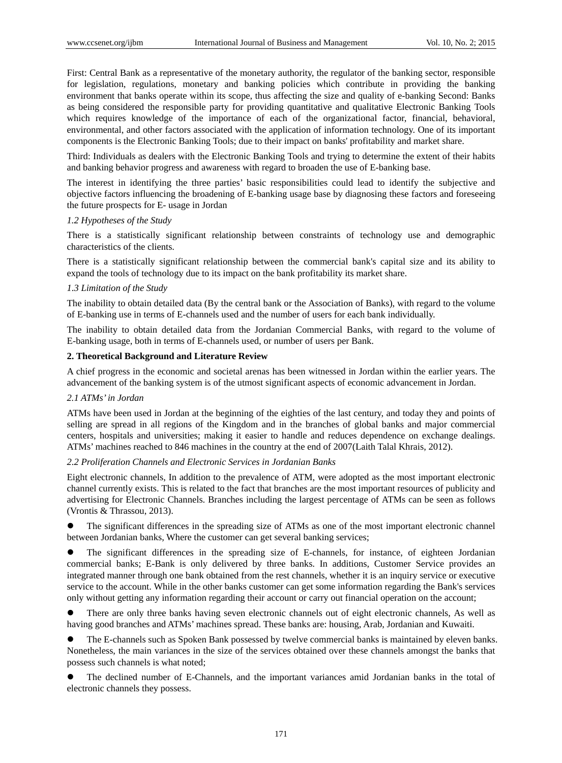First: Central Bank as a representative of the monetary authority, the regulator of the banking sector, responsible for legislation, regulations, monetary and banking policies which contribute in providing the banking environment that banks operate within its scope, thus affecting the size and quality of e-banking Second: Banks as being considered the responsible party for providing quantitative and qualitative Electronic Banking Tools which requires knowledge of the importance of each of the organizational factor, financial, behavioral, environmental, and other factors associated with the application of information technology. One of its important components is the Electronic Banking Tools; due to their impact on banks' profitability and market share.

Third: Individuals as dealers with the Electronic Banking Tools and trying to determine the extent of their habits and banking behavior progress and awareness with regard to broaden the use of E-banking base.

The interest in identifying the three parties' basic responsibilities could lead to identify the subjective and objective factors influencing the broadening of E-banking usage base by diagnosing these factors and foreseeing the future prospects for E- usage in Jordan

### *1.2 Hypotheses of the Study*

There is a statistically significant relationship between constraints of technology use and demographic characteristics of the clients.

There is a statistically significant relationship between the commercial bank's capital size and its ability to expand the tools of technology due to its impact on the bank profitability its market share.

### *1.3 Limitation of the Study*

The inability to obtain detailed data (By the central bank or the Association of Banks), with regard to the volume of E-banking use in terms of E-channels used and the number of users for each bank individually.

The inability to obtain detailed data from the Jordanian Commercial Banks, with regard to the volume of E-banking usage, both in terms of E-channels used, or number of users per Bank.

## **2. Theoretical Background and Literature Review**

A chief progress in the economic and societal arenas has been witnessed in Jordan within the earlier years. The advancement of the banking system is of the utmost significant aspects of economic advancement in Jordan.

### *2.1 ATMs' in Jordan*

ATMs have been used in Jordan at the beginning of the eighties of the last century, and today they and points of selling are spread in all regions of the Kingdom and in the branches of global banks and major commercial centers, hospitals and universities; making it easier to handle and reduces dependence on exchange dealings. ATMs' machines reached to 846 machines in the country at the end of 2007(Laith Talal Khrais, 2012).

### *2.2 Proliferation Channels and Electronic Services in Jordanian Banks*

Eight electronic channels, In addition to the prevalence of ATM, were adopted as the most important electronic channel currently exists. This is related to the fact that branches are the most important resources of publicity and advertising for Electronic Channels. Branches including the largest percentage of ATMs can be seen as follows (Vrontis & Thrassou, 2013).

- The significant differences in the spreading size of ATMs as one of the most important electronic channel between Jordanian banks, Where the customer can get several banking services;
- The significant differences in the spreading size of E-channels, for instance, of eighteen Jordanian commercial banks; E-Bank is only delivered by three banks. In additions, Customer Service provides an integrated manner through one bank obtained from the rest channels, whether it is an inquiry service or executive service to the account. While in the other banks customer can get some information regarding the Bank's services only without getting any information regarding their account or carry out financial operation on the account;
- There are only three banks having seven electronic channels out of eight electronic channels, As well as having good branches and ATMs' machines spread. These banks are: housing, Arab, Jordanian and Kuwaiti.
- The E-channels such as Spoken Bank possessed by twelve commercial banks is maintained by eleven banks. Nonetheless, the main variances in the size of the services obtained over these channels amongst the banks that possess such channels is what noted;
- The declined number of E-Channels, and the important variances amid Jordanian banks in the total of electronic channels they possess.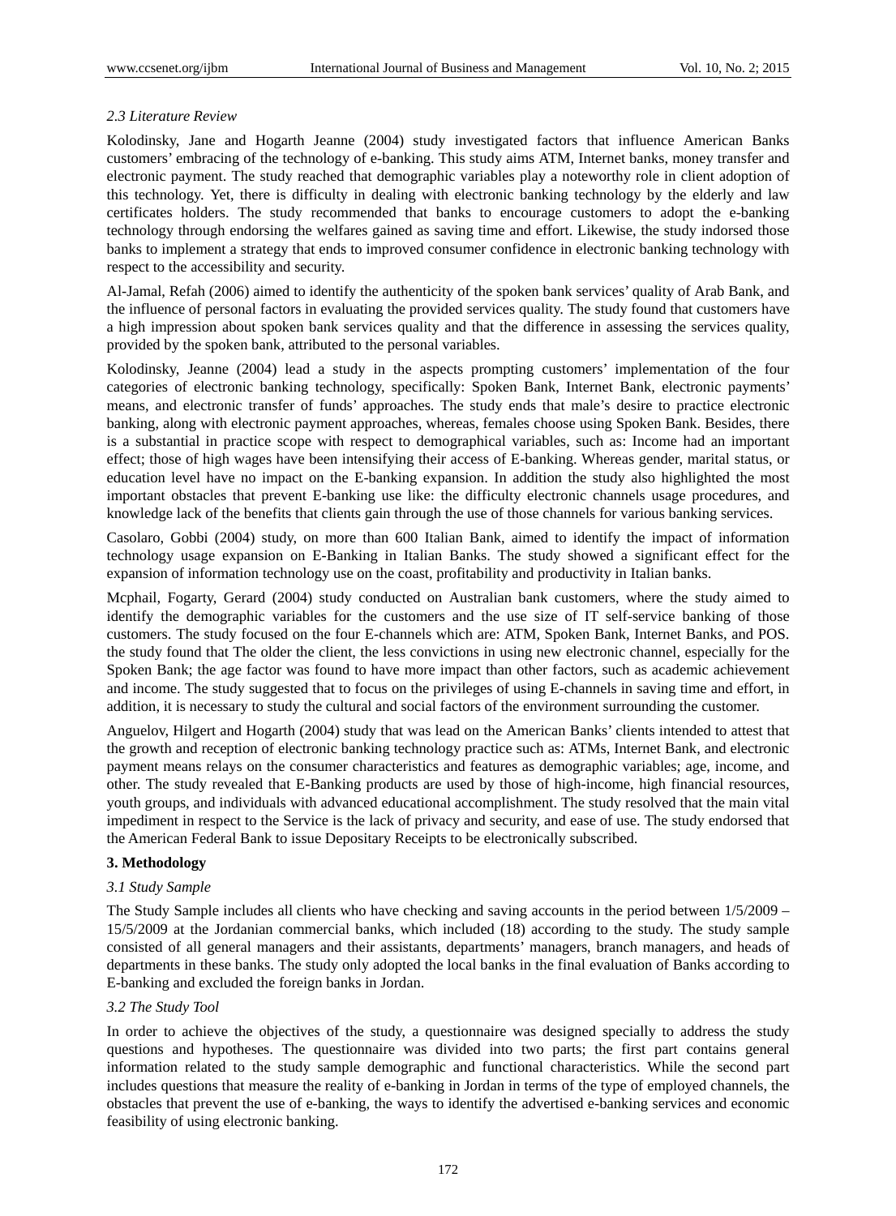### *2.3 Literature Review*

Kolodinsky, Jane and Hogarth Jeanne (2004) study investigated factors that influence American Banks customers' embracing of the technology of e-banking. This study aims ATM, Internet banks, money transfer and electronic payment. The study reached that demographic variables play a noteworthy role in client adoption of this technology. Yet, there is difficulty in dealing with electronic banking technology by the elderly and law certificates holders. The study recommended that banks to encourage customers to adopt the e-banking technology through endorsing the welfares gained as saving time and effort. Likewise, the study indorsed those banks to implement a strategy that ends to improved consumer confidence in electronic banking technology with respect to the accessibility and security.

Al-Jamal, Refah (2006) aimed to identify the authenticity of the spoken bank services' quality of Arab Bank, and the influence of personal factors in evaluating the provided services quality. The study found that customers have a high impression about spoken bank services quality and that the difference in assessing the services quality, provided by the spoken bank, attributed to the personal variables.

Kolodinsky, Jeanne (2004) lead a study in the aspects prompting customers' implementation of the four categories of electronic banking technology, specifically: Spoken Bank, Internet Bank, electronic payments' means, and electronic transfer of funds' approaches. The study ends that male's desire to practice electronic banking, along with electronic payment approaches, whereas, females choose using Spoken Bank. Besides, there is a substantial in practice scope with respect to demographical variables, such as: Income had an important effect; those of high wages have been intensifying their access of E-banking. Whereas gender, marital status, or education level have no impact on the E-banking expansion. In addition the study also highlighted the most important obstacles that prevent E-banking use like: the difficulty electronic channels usage procedures, and knowledge lack of the benefits that clients gain through the use of those channels for various banking services.

Casolaro, Gobbi (2004) study, on more than 600 Italian Bank, aimed to identify the impact of information technology usage expansion on E-Banking in Italian Banks. The study showed a significant effect for the expansion of information technology use on the coast, profitability and productivity in Italian banks.

Mcphail, Fogarty, Gerard (2004) study conducted on Australian bank customers, where the study aimed to identify the demographic variables for the customers and the use size of IT self-service banking of those customers. The study focused on the four E-channels which are: ATM, Spoken Bank, Internet Banks, and POS. the study found that The older the client, the less convictions in using new electronic channel, especially for the Spoken Bank; the age factor was found to have more impact than other factors, such as academic achievement and income. The study suggested that to focus on the privileges of using E-channels in saving time and effort, in addition, it is necessary to study the cultural and social factors of the environment surrounding the customer.

Anguelov, Hilgert and Hogarth (2004) study that was lead on the American Banks' clients intended to attest that the growth and reception of electronic banking technology practice such as: ATMs, Internet Bank, and electronic payment means relays on the consumer characteristics and features as demographic variables; age, income, and other. The study revealed that E-Banking products are used by those of high-income, high financial resources, youth groups, and individuals with advanced educational accomplishment. The study resolved that the main vital impediment in respect to the Service is the lack of privacy and security, and ease of use. The study endorsed that the American Federal Bank to issue Depositary Receipts to be electronically subscribed.

## 3. Methodology

### *3.1 Study Sample*

The Study Sample includes all clients who have checking and saving accounts in the period between 1/5/2009 – 15/5/2009 at the Jordanian commercial banks, which included (18) according to the study. The study sample consisted of all general managers and their assistants, departments' managers, branch managers, and heads of departments in these banks. The study only adopted the local banks in the final evaluation of Banks according to E-banking and excluded the foreign banks in Jordan.

### *3.2 The Study Tool*

In order to achieve the objectives of the study, a questionnaire was designed specially to address the study questions and hypotheses. The questionnaire was divided into two parts; the first part contains general information related to the study sample demographic and functional characteristics. While the second part includes questions that measure the reality of e-banking in Jordan in terms of the type of employed channels, the obstacles that prevent the use of e-banking, the ways to identify the advertised e-banking services and economic feasibility of using electronic banking.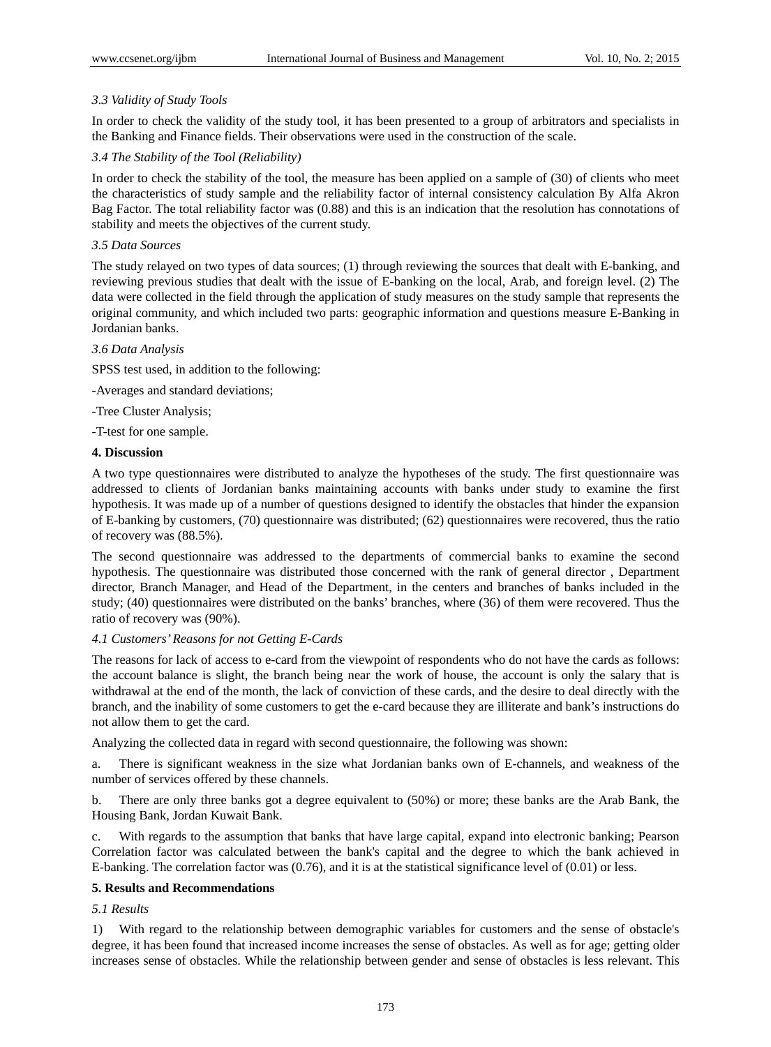### *3.3 Validity of Study Tools*

In order to check the validity of the study tool, it has been presented to a group of arbitrators and specialists in the Banking and Finance fields. Their observations were used in the construction of the scale.

### *3.4 The Stability of the Tool (Reliability)*

In order to check the stability of the tool, the measure has been applied on a sample of (30) of clients who meet the characteristics of study sample and the reliability factor of internal consistency calculation By Alfa Akron Bag Factor. The total reliability factor was (0.88) and this is an indication that the resolution has connotations of stability and meets the objectives of the current study.

### *3.5 Data Sources*

The study relayed on two types of data sources; (1) through reviewing the sources that dealt with E-banking, and reviewing previous studies that dealt with the issue of E-banking on the local, Arab, and foreign level. (2) The data were collected in the field through the application of study measures on the study sample that represents the original community, and which included two parts: geographic information and questions measure E-Banking in Jordanian banks.

### *3.6 Data Analysis*

SPSS test used, in addition to the following:

-Averages and standard deviations;

-Tree Cluster Analysis;

-T-test for one sample.

## 4. Discussion

A two type questionnaires were distributed to analyze the hypotheses of the study. The first questionnaire was addressed to clients of Jordanian banks maintaining accounts with banks under study to examine the first hypothesis. It was made up of a number of questions designed to identify the obstacles that hinder the expansion of E-banking by customers, (70) questionnaire was distributed; (62) questionnaires were recovered, thus the ratio of recovery was (88.5%).

The second questionnaire was addressed to the departments of commercial banks to examine the second hypothesis. The questionnaire was distributed those concerned with the rank of general director , Department director, Branch Manager, and Head of the Department, in the centers and branches of banks included in the study; (40) questionnaires were distributed on the banks' branches, where (36) of them were recovered. Thus the ratio of recovery was (90%).

### *4.1 Customers' Reasons for not Getting E-Cards*

The reasons for lack of access to e-card from the viewpoint of respondents who do not have the cards as follows: the account balance is slight, the branch being near the work of house, the account is only the salary that is withdrawal at the end of the month, the lack of conviction of these cards, and the desire to deal directly with the branch, and the inability of some customers to get the e-card because they are illiterate and bank's instructions do not allow them to get the card.

Analyzing the collected data in regard with second questionnaire, the following was shown:

a. There is significant weakness in the size what Jordanian banks own of E-channels, and weakness of the number of services offered by these channels.

b. There are only three banks got a degree equivalent to (50%) or more; these banks are the Arab Bank, the Housing Bank, Jordan Kuwait Bank.

c. With regards to the assumption that banks that have large capital, expand into electronic banking; Pearson Correlation factor was calculated between the bank's capital and the degree to which the bank achieved in E-banking. The correlation factor was (0.76), and it is at the statistical significance level of (0.01) or less.

## 5. Results and Recommendations

### *5.1 Results*

1) With regard to the relationship between demographic variables for customers and the sense of obstacle's degree, it has been found that increased income increases the sense of obstacles. As well as for age; getting older increases sense of obstacles. While the relationship between gender and sense of obstacles is less relevant. This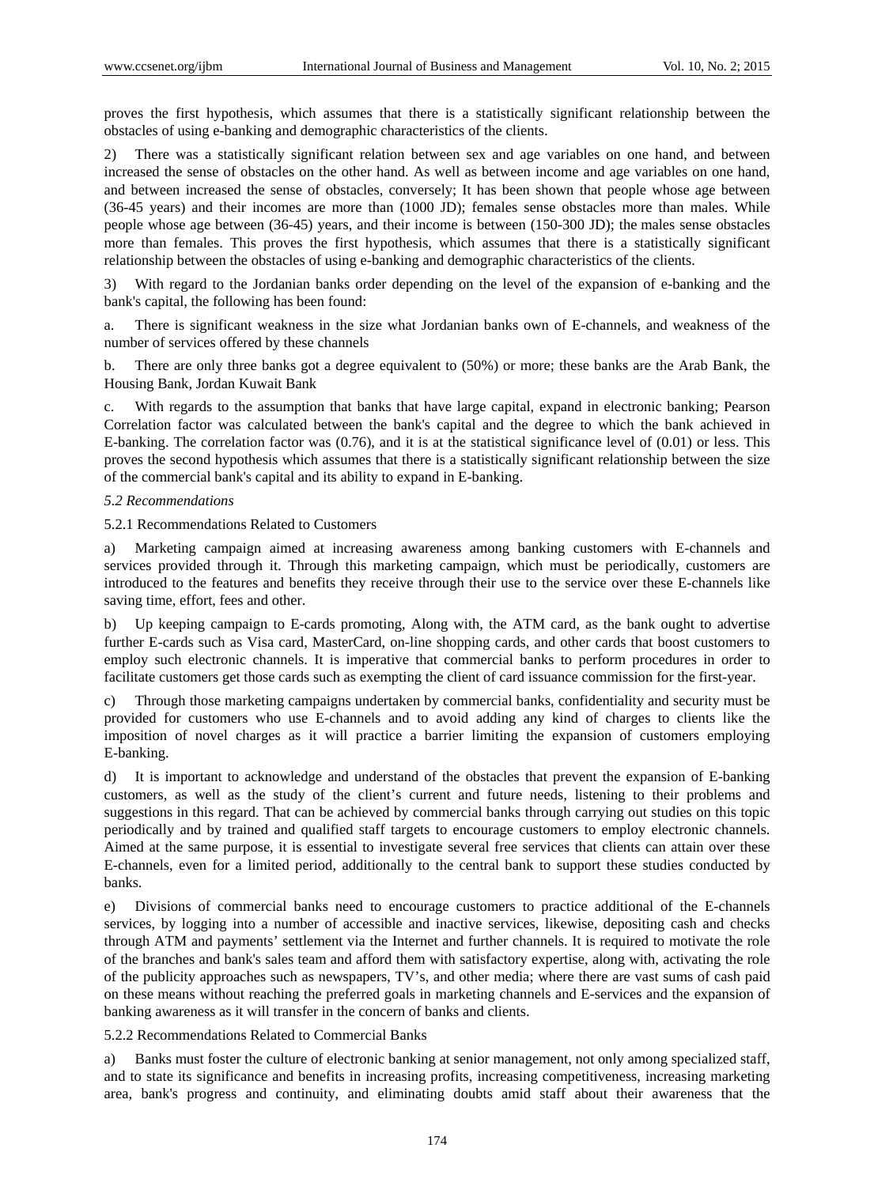proves the first hypothesis, which assumes that there is a statistically significant relationship between the obstacles of using e-banking and demographic characteristics of the clients.

2) There was a statistically significant relation between sex and age variables on one hand, and between increased the sense of obstacles on the other hand. As well as between income and age variables on one hand, and between increased the sense of obstacles, conversely; It has been shown that people whose age between (36-45 years) and their incomes are more than (1000 JD); females sense obstacles more than males. While people whose age between (36-45) years, and their income is between (150-300 JD); the males sense obstacles more than females. This proves the first hypothesis, which assumes that there is a statistically significant relationship between the obstacles of using e-banking and demographic characteristics of the clients.

3) With regard to the Jordanian banks order depending on the level of the expansion of e-banking and the bank's capital, the following has been found:

a. There is significant weakness in the size what Jordanian banks own of E-channels, and weakness of the number of services offered by these channels

b. There are only three banks got a degree equivalent to (50%) or more; these banks are the Arab Bank, the Housing Bank, Jordan Kuwait Bank

c. With regards to the assumption that banks that have large capital, expand in electronic banking; Pearson Correlation factor was calculated between the bank's capital and the degree to which the bank achieved in E-banking. The correlation factor was (0.76), and it is at the statistical significance level of (0.01) or less. This proves the second hypothesis which assumes that there is a statistically significant relationship between the size of the commercial bank's capital and its ability to expand in E-banking.

### *5.2 Recommendations*

#### 5.2.1 Recommendations Related to Customers

a) Marketing campaign aimed at increasing awareness among banking customers with E-channels and services provided through it. Through this marketing campaign, which must be periodically, customers are introduced to the features and benefits they receive through their use to the service over these E-channels like saving time, effort, fees and other.

b) Up keeping campaign to E-cards promoting, Along with, the ATM card, as the bank ought to advertise further E-cards such as Visa card, MasterCard, on-line shopping cards, and other cards that boost customers to employ such electronic channels. It is imperative that commercial banks to perform procedures in order to facilitate customers get those cards such as exempting the client of card issuance commission for the first-year.

c) Through those marketing campaigns undertaken by commercial banks, confidentiality and security must be provided for customers who use E-channels and to avoid adding any kind of charges to clients like the imposition of novel charges as it will practice a barrier limiting the expansion of customers employing E-banking.

d) It is important to acknowledge and understand of the obstacles that prevent the expansion of E-banking customers, as well as the study of the client's current and future needs, listening to their problems and suggestions in this regard. That can be achieved by commercial banks through carrying out studies on this topic periodically and by trained and qualified staff targets to encourage customers to employ electronic channels. Aimed at the same purpose, it is essential to investigate several free services that clients can attain over these E-channels, even for a limited period, additionally to the central bank to support these studies conducted by banks.

e) Divisions of commercial banks need to encourage customers to practice additional of the E-channels services, by logging into a number of accessible and inactive services, likewise, depositing cash and checks through ATM and payments' settlement via the Internet and further channels. It is required to motivate the role of the branches and bank's sales team and afford them with satisfactory expertise, along with, activating the role of the publicity approaches such as newspapers, TV's, and other media; where there are vast sums of cash paid on these means without reaching the preferred goals in marketing channels and E-services and the expansion of banking awareness as it will transfer in the concern of banks and clients.

#### 5.2.2 Recommendations Related to Commercial Banks

a) Banks must foster the culture of electronic banking at senior management, not only among specialized staff, and to state its significance and benefits in increasing profits, increasing competitiveness, increasing marketing area, bank's progress and continuity, and eliminating doubts amid staff about their awareness that the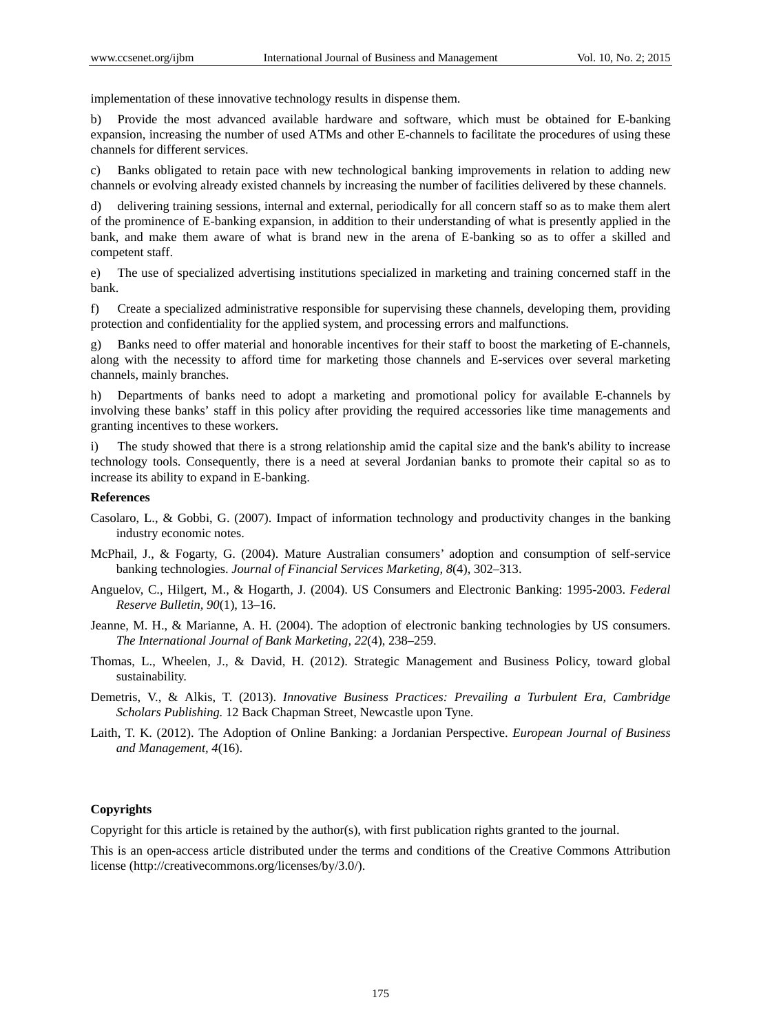implementation of these innovative technology results in dispense them.

b) Provide the most advanced available hardware and software, which must be obtained for E-banking expansion, increasing the number of used ATMs and other E-channels to facilitate the procedures of using these channels for different services.

c) Banks obligated to retain pace with new technological banking improvements in relation to adding new channels or evolving already existed channels by increasing the number of facilities delivered by these channels.

d) delivering training sessions, internal and external, periodically for all concern staff so as to make them alert of the prominence of E-banking expansion, in addition to their understanding of what is presently applied in the bank, and make them aware of what is brand new in the arena of E-banking so as to offer a skilled and competent staff.

e) The use of specialized advertising institutions specialized in marketing and training concerned staff in the bank.

f) Create a specialized administrative responsible for supervising these channels, developing them, providing protection and confidentiality for the applied system, and processing errors and malfunctions.

g) Banks need to offer material and honorable incentives for their staff to boost the marketing of E-channels, along with the necessity to afford time for marketing those channels and E-services over several marketing channels, mainly branches.

h) Departments of banks need to adopt a marketing and promotional policy for available E-channels by involving these banks' staff in this policy after providing the required accessories like time managements and granting incentives to these workers.

i) The study showed that there is a strong relationship amid the capital size and the bank's ability to increase technology tools. Consequently, there is a need at several Jordanian banks to promote their capital so as to increase its ability to expand in E-banking.

**References**

Casolaro, L., & Gobbi, G. (2007). Impact of information technology and productivity changes in the banking industry economic notes.

McPhail, J., & Fogarty, G. (2004). Mature Australian consumers' adoption and consumption of self-service banking technologies. *Journal of Financial Services Marketing, 8*(4), 302–313.

Anguelov, C., Hilgert, M., & Hogarth, J. (2004). US Consumers and Electronic Banking: 1995-2003. *Federal Reserve Bulletin, 90*(1), 13–16.

Jeanne, M. H., & Marianne, A. H. (2004). The adoption of electronic banking technologies by US consumers. *The International Journal of Bank Marketing, 22*(4), 238–259.

Thomas, L., Wheelen, J., & David, H. (2012). Strategic Management and Business Policy, toward global sustainability.

Demetris, V., & Alkis, T. (2013). *Innovative Business Practices: Prevailing a Turbulent Era, Cambridge Scholars Publishing.* 12 Back Chapman Street, Newcastle upon Tyne.

Laith, T. K. (2012). The Adoption of Online Banking: a Jordanian Perspective. *European Journal of Business and Management, 4*(16).

**Copyrights**

Copyright for this article is retained by the author(s), with first publication rights granted to the journal.

This is an open-access article distributed under the terms and conditions of the Creative Commons Attribution license (http://creativecommons.org/licenses/by/3.0/).